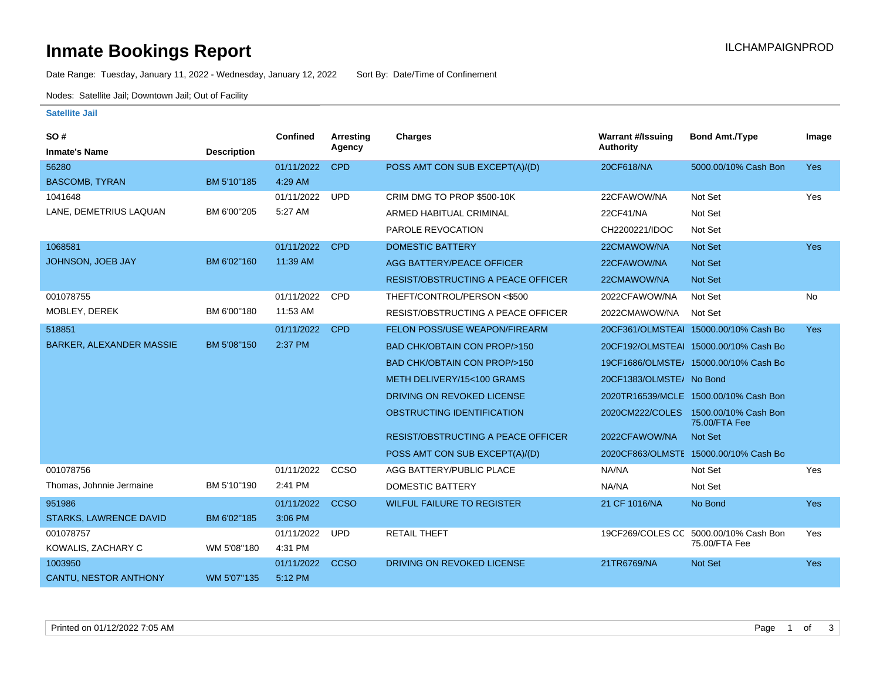# Inmate Bookings Report

ILCHAMPAIGNPROD

Date Range: Tuesday, January 11, 2022 - Wednesday, January 12, 2022    Sort By: Date/Time of Confinement

Nodes: Satellite Jail; Downtown Jail; Out of Facility

**Satellite Jail**

| SO # / Inmate's Name | Description | Confined | Arresting Agency | Charges | Warrant #/Issuing Authority | Bond Amt./Type | Image |
|---|---|---|---|---|---|---|---|
| 56280 | | 01/11/2022 | CPD | POSS AMT CON SUB EXCEPT(A)/(D) | 20CF618/NA | 5000.00/10% Cash Bon | Yes |
| BASCOMB, TYRAN | BM 5'10"185 | 4:29 AM | | | | | |
| 1041648 | | 01/11/2022 | UPD | CRIM DMG TO PROP $500-10K | 22CFAWOW/NA | Not Set | Yes |
| LANE, DEMETRIUS LAQUAN | BM 6'00"205 | 5:27 AM | | ARMED HABITUAL CRIMINAL | 22CF41/NA | Not Set | |
| | | | | PAROLE REVOCATION | CH2200221/IDOC | Not Set | |
| 1068581 | | 01/11/2022 | CPD | DOMESTIC BATTERY | 22CMAWOW/NA | Not Set | Yes |
| JOHNSON, JOEB JAY | BM 6'02"160 | 11:39 AM | | AGG BATTERY/PEACE OFFICER | 22CFAWOW/NA | Not Set | |
| | | | | RESIST/OBSTRUCTING A PEACE OFFICER | 22CMAWOW/NA | Not Set | |
| 001078755 | | 01/11/2022 | CPD | THEFT/CONTROL/PERSON <$500 | 2022CFAWOW/NA | Not Set | No |
| MOBLEY, DEREK | BM 6'00"180 | 11:53 AM | | RESIST/OBSTRUCTING A PEACE OFFICER | 2022CMAWOW/NA | Not Set | |
| 518851 | | 01/11/2022 | CPD | FELON POSS/USE WEAPON/FIREARM | 20CF361/OLMSTEAI | 15000.00/10% Cash Bo | Yes |
| BARKER, ALEXANDER MASSIE | BM 5'08"150 | 2:37 PM | | BAD CHK/OBTAIN CON PROP/>150 | 20CF192/OLMSTEAI | 15000.00/10% Cash Bo | |
| | | | | BAD CHK/OBTAIN CON PROP/>150 | 19CF1686/OLMSTE/ | 15000.00/10% Cash Bo | |
| | | | | METH DELIVERY/15<100 GRAMS | 20CF1383/OLMSTE/ | No Bond | |
| | | | | DRIVING ON REVOKED LICENSE | 2020TR16539/MCLE | 1500.00/10% Cash Bon | |
| | | | | OBSTRUCTING IDENTIFICATION | 2020CM222/COLES | 1500.00/10% Cash Bon 75.00/FTA Fee | |
| | | | | RESIST/OBSTRUCTING A PEACE OFFICER | 2022CFAWOW/NA | Not Set | |
| | | | | POSS AMT CON SUB EXCEPT(A)/(D) | 2020CF863/OLMSTE | 15000.00/10% Cash Bo | |
| 001078756 | | 01/11/2022 | CCSO | AGG BATTERY/PUBLIC PLACE | NA/NA | Not Set | Yes |
| Thomas, Johnnie Jermaine | BM 5'10"190 | 2:41 PM | | DOMESTIC BATTERY | NA/NA | Not Set | |
| 951986 | | 01/11/2022 | CCSO | WILFUL FAILURE TO REGISTER | 21 CF 1016/NA | No Bond | Yes |
| STARKS, LAWRENCE DAVID | BM 6'02"185 | 3:06 PM | | | | | |
| 001078757 | | 01/11/2022 | UPD | RETAIL THEFT | 19CF269/COLES CC | 5000.00/10% Cash Bon 75.00/FTA Fee | Yes |
| KOWALIS, ZACHARY C | WM 5'08"180 | 4:31 PM | | | | | |
| 1003950 | | 01/11/2022 | CCSO | DRIVING ON REVOKED LICENSE | 21TR6769/NA | Not Set | Yes |
| CANTU, NESTOR ANTHONY | WM 5'07"135 | 5:12 PM | | | | | |

Printed on 01/12/2022 7:05 AM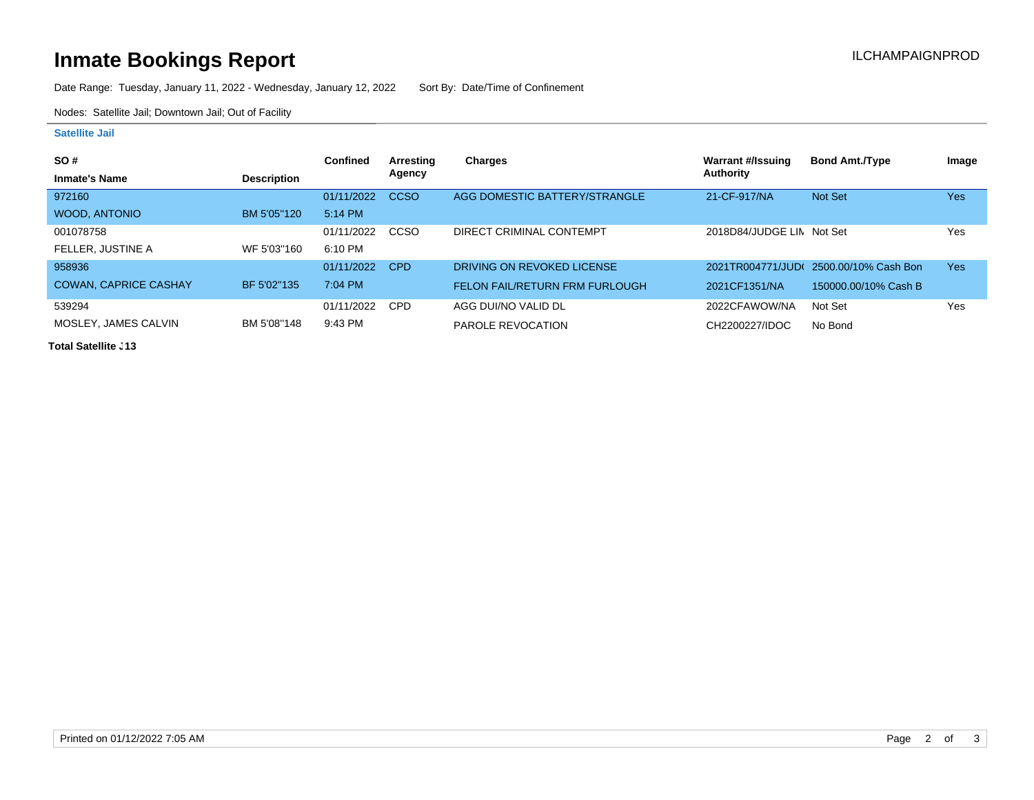# Inmate Bookings Report

ILCHAMPAIGNPROD

Date Range: Tuesday, January 11, 2022 - Wednesday, January 12, 2022    Sort By: Date/Time of Confinement

Nodes: Satellite Jail; Downtown Jail; Out of Facility

### Satellite Jail

| SO # / Inmate's Name | Description | Confined | Arresting Agency | Charges | Warrant #/Issuing Authority | Bond Amt./Type | Image |
|---|---|---|---|---|---|---|---|
| 972160 | | 01/11/2022 | CCSO | AGG DOMESTIC BATTERY/STRANGLE | 21-CF-917/NA | Not Set | Yes |
| WOOD, ANTONIO | BM 5'05"120 | 5:14 PM | | | | | |
| 001078758 | | 01/11/2022 | CCSO | DIRECT CRIMINAL CONTEMPT | 2018D84/JUDGE LIN | Not Set | Yes |
| FELLER, JUSTINE A | WF 5'03"160 | 6:10 PM | | | | | |
| 958936 | | 01/11/2022 | CPD | DRIVING ON REVOKED LICENSE | 2021TR004771/JUD( | 2500.00/10% Cash Bon | Yes |
| COWAN, CAPRICE CASHAY | BF 5'02"135 | 7:04 PM | | FELON FAIL/RETURN FRM FURLOUGH | 2021CF1351/NA | 150000.00/10% Cash B | |
| 539294 | | 01/11/2022 | CPD | AGG DUI/NO VALID DL | 2022CFAWOW/NA | Not Set | Yes |
| MOSLEY, JAMES CALVIN | BM 5'08"148 | 9:43 PM | | PAROLE REVOCATION | CH2200227/IDOC | No Bond | |

**Total Satellite J 13**

Printed on 01/12/2022 7:05 AM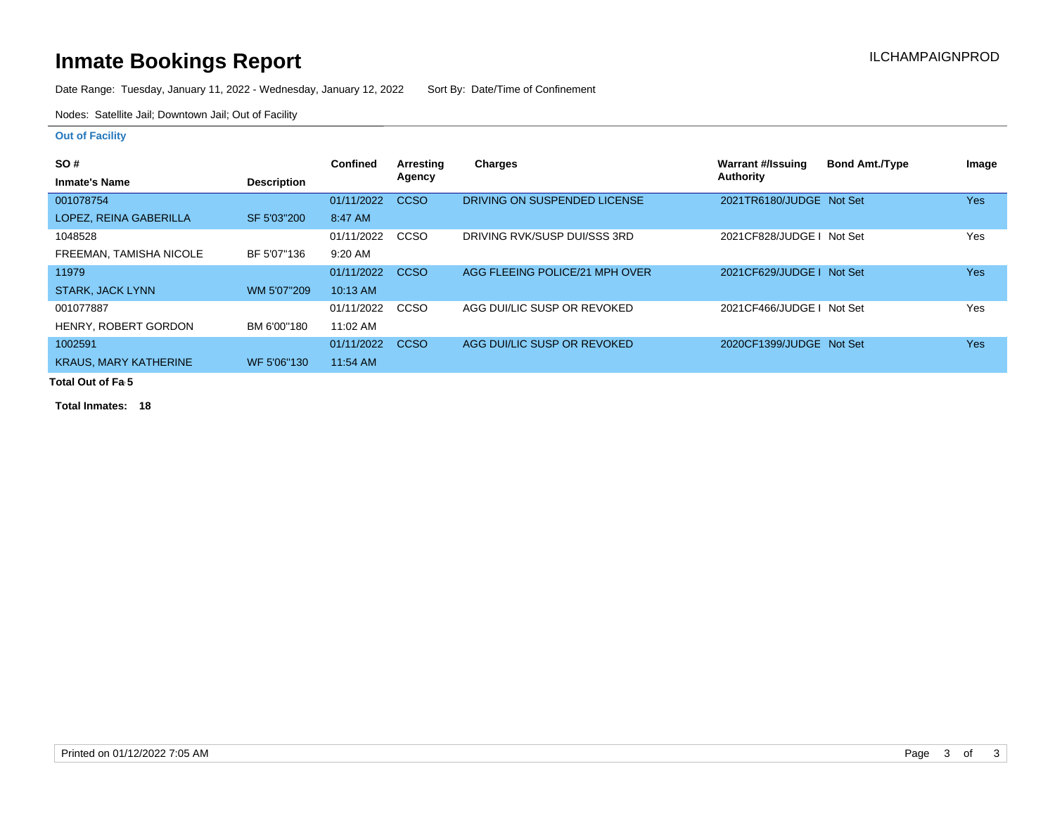# Inmate Bookings Report

ILCHAMPAIGNPROD

Date Range: Tuesday, January 11, 2022 - Wednesday, January 12, 2022 Sort By: Date/Time of Confinement

Nodes: Satellite Jail; Downtown Jail; Out of Facility

### Out of Facility

| SO # / Inmate's Name | Description | Confined | Arresting Agency | Charges | Warrant #/Issuing Authority | Bond Amt./Type | Image |
|---|---|---|---|---|---|---|---|
| 001078754 LOPEZ, REINA GABERILLA | SF 5'03"200 | 01/11/2022 8:47 AM | CCSO | DRIVING ON SUSPENDED LICENSE | 2021TR6180/JUDGE | Not Set | Yes |
| 1048528 FREEMAN, TAMISHA NICOLE | BF 5'07"136 | 01/11/2022 9:20 AM | CCSO | DRIVING RVK/SUSP DUI/SSS 3RD | 2021CF828/JUDGE I | Not Set | Yes |
| 11979 STARK, JACK LYNN | WM 5'07"209 | 01/11/2022 10:13 AM | CCSO | AGG FLEEING POLICE/21 MPH OVER | 2021CF629/JUDGE I | Not Set | Yes |
| 001077887 HENRY, ROBERT GORDON | BM 6'00"180 | 01/11/2022 11:02 AM | CCSO | AGG DUI/LIC SUSP OR REVOKED | 2021CF466/JUDGE I | Not Set | Yes |
| 1002591 KRAUS, MARY KATHERINE | WF 5'06"130 | 01/11/2022 11:54 AM | CCSO | AGG DUI/LIC SUSP OR REVOKED | 2020CF1399/JUDGE | Not Set | Yes |

**Total Out of Fa 5**

**Total Inmates: 18**

Printed on 01/12/2022 7:05 AM